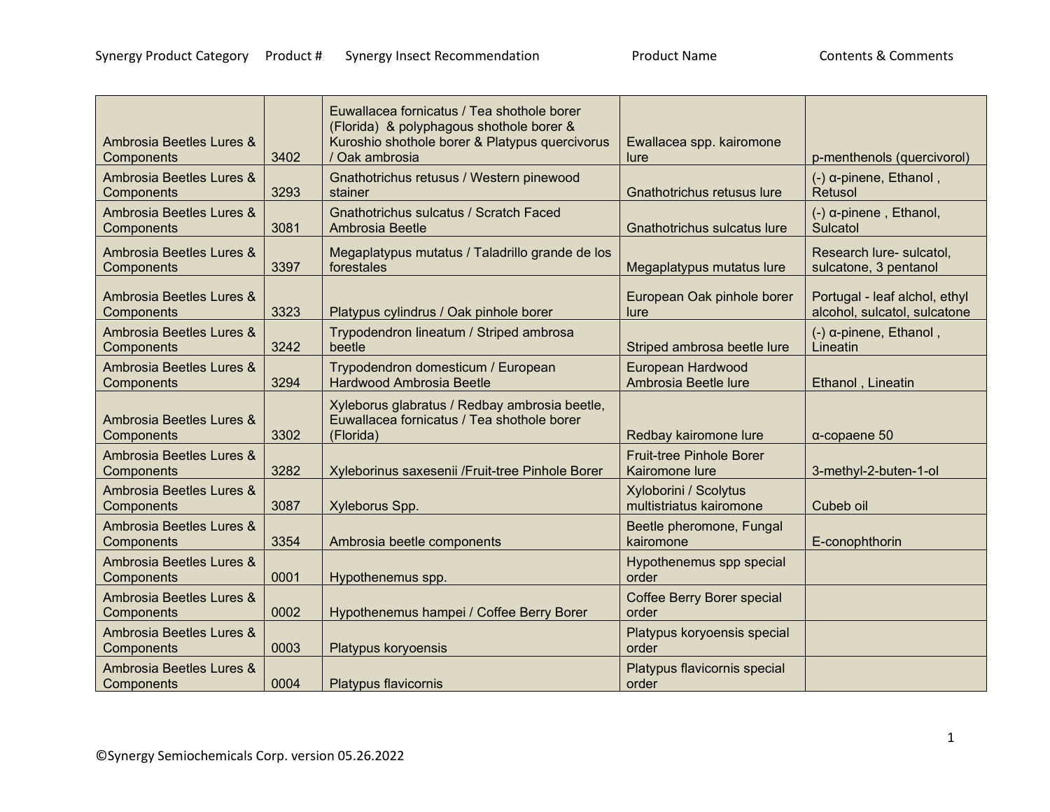| Synergy Product Category | Product # | Synergy Insect Recommendation | Product Name | Contents & Comments |
|---|---|---|---|---|
| Ambrosia Beetles Lures & Components | 3402 | Euwallacea fornicatus / Tea shothole borer (Florida) & polyphagous shothole borer & Kuroshio shothole borer & Platypus quercivorus / Oak ambrosia | Ewallacea spp. kairomone lure | p-menthenols (quercivorol) |
| Ambrosia Beetles Lures & Components | 3293 | Gnathotrichus retusus / Western pinewood stainer | Gnathotrichus retusus lure | (-) α-pinene, Ethanol , Retusol |
| Ambrosia Beetles Lures & Components | 3081 | Gnathotrichus sulcatus / Scratch Faced Ambrosia Beetle | Gnathotrichus sulcatus lure | (-) α-pinene , Ethanol, Sulcatol |
| Ambrosia Beetles Lures & Components | 3397 | Megaplatypus mutatus / Taladrillo grande de los forestales | Megaplatypus mutatus lure | Research lure- sulcatol, sulcatone, 3 pentanol |
| Ambrosia Beetles Lures & Components | 3323 | Platypus cylindrus / Oak pinhole borer | European Oak pinhole borer lure | Portugal - leaf alchol, ethyl alcohol, sulcatol, sulcatone |
| Ambrosia Beetles Lures & Components | 3242 | Trypodendron lineatum / Striped ambrosa beetle | Striped ambrosa beetle lure | (-) α-pinene, Ethanol , Lineatin |
| Ambrosia Beetles Lures & Components | 3294 | Trypodendron domesticum / European Hardwood Ambrosia Beetle | European Hardwood Ambrosia Beetle lure | Ethanol , Lineatin |
| Ambrosia Beetles Lures & Components | 3302 | Xyleborus glabratus / Redbay ambrosia beetle, Euwallacea fornicatus / Tea shothole borer (Florida) | Redbay kairomone lure | α-copaene 50 |
| Ambrosia Beetles Lures & Components | 3282 | Xyleborinus saxesenii /Fruit-tree Pinhole Borer | Fruit-tree Pinhole Borer Kairomone lure | 3-methyl-2-buten-1-ol |
| Ambrosia Beetles Lures & Components | 3087 | Xyleborus Spp. | Xyloborini / Scolytus multistriatus kairomone | Cubeb oil |
| Ambrosia Beetles Lures & Components | 3354 | Ambrosia beetle components | Beetle pheromone, Fungal kairomone | E-conophthorin |
| Ambrosia Beetles Lures & Components | 0001 | Hypothenemus spp. | Hypothenemus spp special order | |
| Ambrosia Beetles Lures & Components | 0002 | Hypothenemus hampei / Coffee Berry Borer | Coffee Berry Borer special order | |
| Ambrosia Beetles Lures & Components | 0003 | Platypus koryoensis | Platypus koryoensis special order | |
| Ambrosia Beetles Lures & Components | 0004 | Platypus flavicornis | Platypus flavicornis special order | |

©Synergy Semiochemicals Corp. version 05.26.2022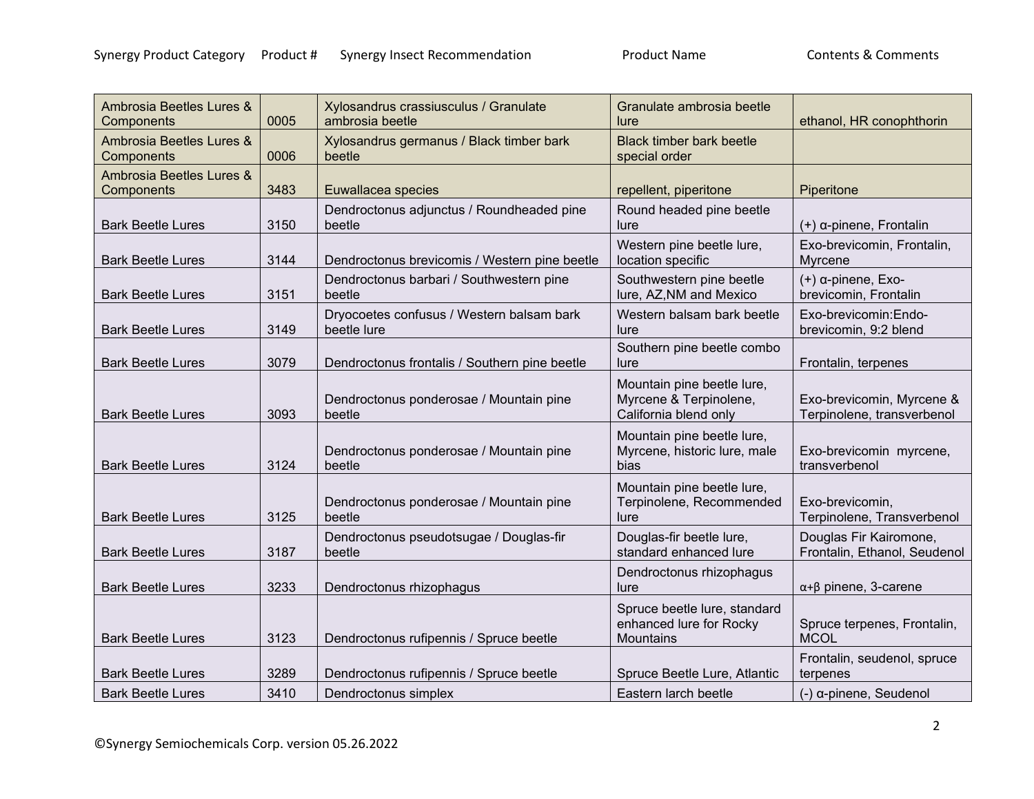| Synergy Product Category | Product # | Synergy Insect Recommendation | Product Name | Contents & Comments |
|---|---|---|---|---|
| Ambrosia Beetles Lures & Components | 0005 | Xylosandrus crassiusculus / Granulate ambrosia beetle | Granulate ambrosia beetle lure | ethanol, HR conophthorin |
| Ambrosia Beetles Lures & Components | 0006 | Xylosandrus germanus / Black timber bark beetle | Black timber bark beetle special order | |
| Ambrosia Beetles Lures & Components | 3483 | Euwallacea species | repellent, piperitone | Piperitone |
| Bark Beetle Lures | 3150 | Dendroctonus adjunctus / Roundheaded pine beetle | Round headed pine beetle lure | (+) α-pinene, Frontalin |
| Bark Beetle Lures | 3144 | Dendroctonus brevicomis / Western pine beetle | Western pine beetle lure, location specific | Exo-brevicomin, Frontalin, Myrcene |
| Bark Beetle Lures | 3151 | Dendroctonus barbari / Southwestern pine beetle | Southwestern pine beetle lure, AZ,NM and Mexico | (+) α-pinene, Exo-brevicomin, Frontalin |
| Bark Beetle Lures | 3149 | Dryocoetes confusus / Western balsam bark beetle lure | Western balsam bark beetle lure | Exo-brevicomin:Endo-brevicomin, 9:2 blend |
| Bark Beetle Lures | 3079 | Dendroctonus frontalis / Southern pine beetle | Southern pine beetle combo lure | Frontalin, terpenes |
| Bark Beetle Lures | 3093 | Dendroctonus ponderosae / Mountain pine beetle | Mountain pine beetle lure, Myrcene & Terpinolene, California blend only | Exo-brevicomin, Myrcene & Terpinolene, transverbenol |
| Bark Beetle Lures | 3124 | Dendroctonus ponderosae / Mountain pine beetle | Mountain pine beetle lure, Myrcene, historic lure, male bias | Exo-brevicomin myrcene, transverbenol |
| Bark Beetle Lures | 3125 | Dendroctonus ponderosae / Mountain pine beetle | Mountain pine beetle lure, Terpinolene, Recommended lure | Exo-brevicomin, Terpinolene, Transverbenol |
| Bark Beetle Lures | 3187 | Dendroctonus pseudotsugae / Douglas-fir beetle | Douglas-fir beetle lure, standard enhanced lure | Douglas Fir Kairomone, Frontalin, Ethanol, Seudenol |
| Bark Beetle Lures | 3233 | Dendroctonus rhizophagus | Dendroctonus rhizophagus lure | α+β pinene, 3-carene |
| Bark Beetle Lures | 3123 | Dendroctonus rufipennis / Spruce beetle | Spruce beetle lure, standard enhanced lure for Rocky Mountains | Spruce terpenes, Frontalin, MCOL |
| Bark Beetle Lures | 3289 | Dendroctonus rufipennis / Spruce beetle | Spruce Beetle Lure, Atlantic | Frontalin, seudenol, spruce terpenes |
| Bark Beetle Lures | 3410 | Dendroctonus simplex | Eastern larch beetle | (-) α-pinene, Seudenol |

©Synergy Semiochemicals Corp. version 05.26.2022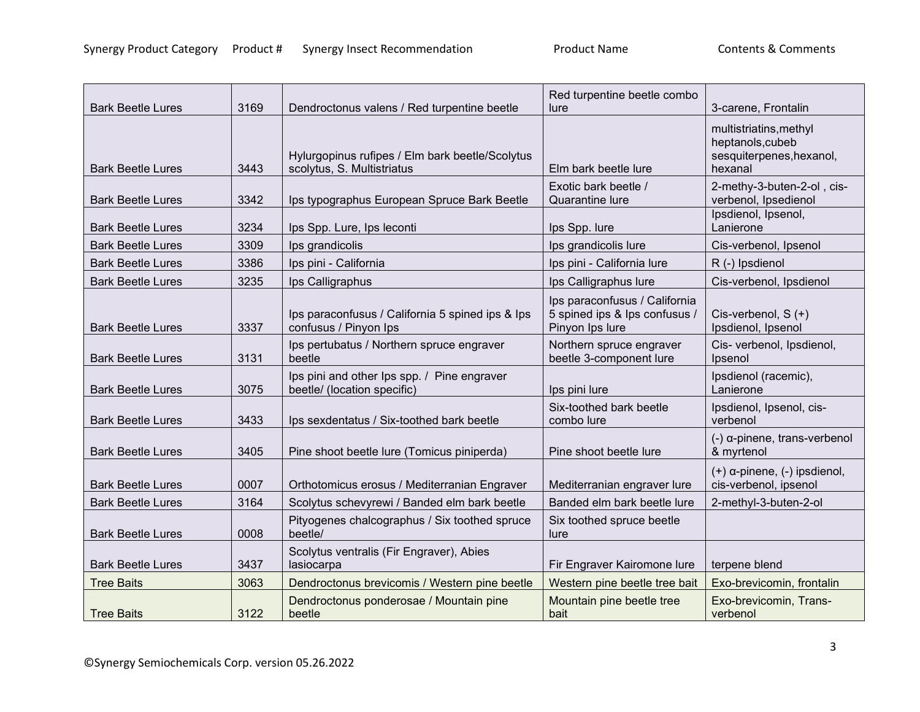| Synergy Product Category | Product # | Synergy Insect Recommendation | Product Name | Contents & Comments |
|---|---|---|---|---|
| Bark Beetle Lures | 3169 | Dendroctonus valens / Red turpentine beetle | Red turpentine beetle combo lure | 3-carene, Frontalin |
| Bark Beetle Lures | 3443 | Hylurgopinus rufipes / Elm bark beetle/Scolytus scolytus, S. Multistriatus | Elm bark beetle lure | multistriatins,methyl heptanols,cubeb sesquiterpenes,hexanol, hexanal |
| Bark Beetle Lures | 3342 | Ips typographus European Spruce Bark Beetle | Exotic bark beetle / Quarantine lure | 2-methy-3-buten-2-ol , cis-verbenol, Ipsedienol |
| Bark Beetle Lures | 3234 | Ips Spp. Lure, Ips leconti | Ips Spp. lure | Ipsdienol, Ipsenol, Lanierone |
| Bark Beetle Lures | 3309 | Ips grandicolis | Ips grandicolis lure | Cis-verbenol, Ipsenol |
| Bark Beetle Lures | 3386 | Ips pini - California | Ips pini - California lure | R (-) Ipsdienol |
| Bark Beetle Lures | 3235 | Ips Calligraphus | Ips Calligraphus lure | Cis-verbenol, Ipsdienol |
| Bark Beetle Lures | 3337 | Ips paraconfusus / California 5 spined ips & Ips confusus / Pinyon Ips | Ips paraconfusus / California 5 spined ips & Ips confusus / Pinyon Ips lure | Cis-verbenol, S (+) Ipsdienol, Ipsenol |
| Bark Beetle Lures | 3131 | Ips pertubatus / Northern spruce engraver beetle | Northern spruce engraver beetle 3-component lure | Cis- verbenol, Ipsdienol, Ipsenol |
| Bark Beetle Lures | 3075 | Ips pini and other Ips spp. / Pine engraver beetle/ (location specific) | Ips pini lure | Ipsdienol (racemic), Lanierone |
| Bark Beetle Lures | 3433 | Ips sexdentatus / Six-toothed bark beetle | Six-toothed bark beetle combo lure | Ipsdienol, Ipsenol, cis-verbenol |
| Bark Beetle Lures | 3405 | Pine shoot beetle lure (Tomicus piniperda) | Pine shoot beetle lure | (-) α-pinene, trans-verbenol & myrtenol |
| Bark Beetle Lures | 0007 | Orthotomicus erosus / Mediterranian Engraver | Mediterranian engraver lure | (+) α-pinene, (-) ipsdienol, cis-verbenol, ipsenol |
| Bark Beetle Lures | 3164 | Scolytus schevyrewi / Banded elm bark beetle | Banded elm bark beetle lure | 2-methyl-3-buten-2-ol |
| Bark Beetle Lures | 0008 | Pityogenes chalcographus / Six toothed spruce beetle/ | Six toothed spruce beetle lure | |
| Bark Beetle Lures | 3437 | Scolytus ventralis (Fir Engraver), Abies lasiocarpa | Fir Engraver Kairomone lure | terpene blend |
| Tree Baits | 3063 | Dendroctonus brevicomis / Western pine beetle | Western pine beetle tree bait | Exo-brevicomin, frontalin |
| Tree Baits | 3122 | Dendroctonus ponderosae / Mountain pine beetle | Mountain pine beetle tree bait | Exo-brevicomin, Trans-verbenol |

©Synergy Semiochemicals Corp. version 05.26.2022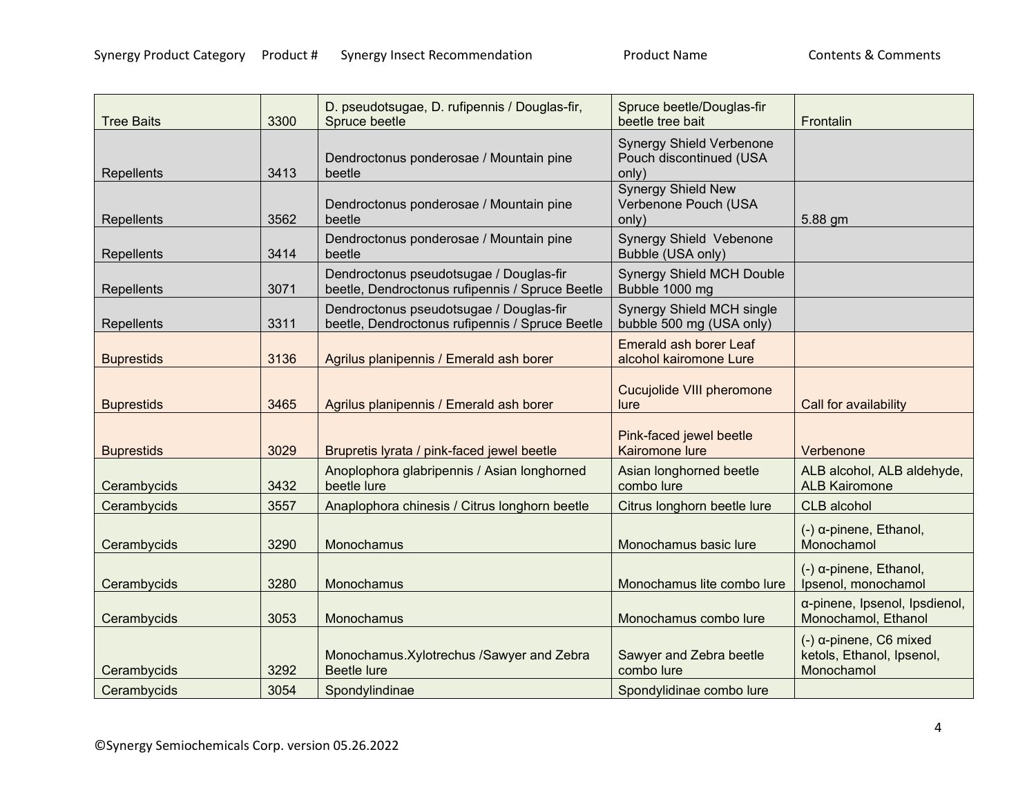| Synergy Product Category | Product # | Synergy Insect Recommendation | Product Name | Contents & Comments |
|---|---|---|---|---|
| Tree Baits | 3300 | D. pseudotsugae, D. rufipennis / Douglas-fir, Spruce beetle | Spruce beetle/Douglas-fir beetle tree bait | Frontalin |
| Repellents | 3413 | Dendroctonus ponderosae / Mountain pine beetle | Synergy Shield Verbenone Pouch discontinued (USA only) | |
| Repellents | 3562 | Dendroctonus ponderosae / Mountain pine beetle | Synergy Shield New Verbenone Pouch (USA only) | 5.88 gm |
| Repellents | 3414 | Dendroctonus ponderosae / Mountain pine beetle | Synergy Shield Vebenone Bubble (USA only) | |
| Repellents | 3071 | Dendroctonus pseudotsugae / Douglas-fir beetle, Dendroctonus rufipennis / Spruce Beetle | Synergy Shield MCH Double Bubble 1000 mg | |
| Repellents | 3311 | Dendroctonus pseudotsugae / Douglas-fir beetle, Dendroctonus rufipennis / Spruce Beetle | Synergy Shield MCH single bubble 500 mg (USA only) | |
| Buprestids | 3136 | Agrilus planipennis / Emerald ash borer | Emerald ash borer Leaf alcohol kairomone Lure | |
| Buprestids | 3465 | Agrilus planipennis / Emerald ash borer | Cucujolide VIII pheromone lure | Call for availability |
| Buprestids | 3029 | Brupretis lyrata / pink-faced jewel beetle | Pink-faced jewel beetle Kairomone lure | Verbenone |
| Cerambycids | 3432 | Anoplophora glabripennis / Asian longhorned beetle lure | Asian longhorned beetle combo lure | ALB alcohol, ALB aldehyde, ALB Kairomone |
| Cerambycids | 3557 | Anaplophora chinesis / Citrus longhorn beetle | Citrus longhorn beetle lure | CLB alcohol |
| Cerambycids | 3290 | Monochamus | Monochamus basic lure | (-) α-pinene, Ethanol, Monochamol |
| Cerambycids | 3280 | Monochamus | Monochamus lite combo lure | (-) α-pinene, Ethanol, Ipsenol, monochamol |
| Cerambycids | 3053 | Monochamus | Monochamus combo lure | α-pinene, Ipsenol, Ipsdienol, Monochamol, Ethanol |
| Cerambycids | 3292 | Monochamus.Xylotrechus /Sawyer and Zebra Beetle lure | Sawyer and Zebra beetle combo lure | (-) α-pinene, C6 mixed ketols, Ethanol, Ipsenol, Monochamol |
| Cerambycids | 3054 | Spondylindinae | Spondylidinae combo lure | |

©Synergy Semiochemicals Corp. version 05.26.2022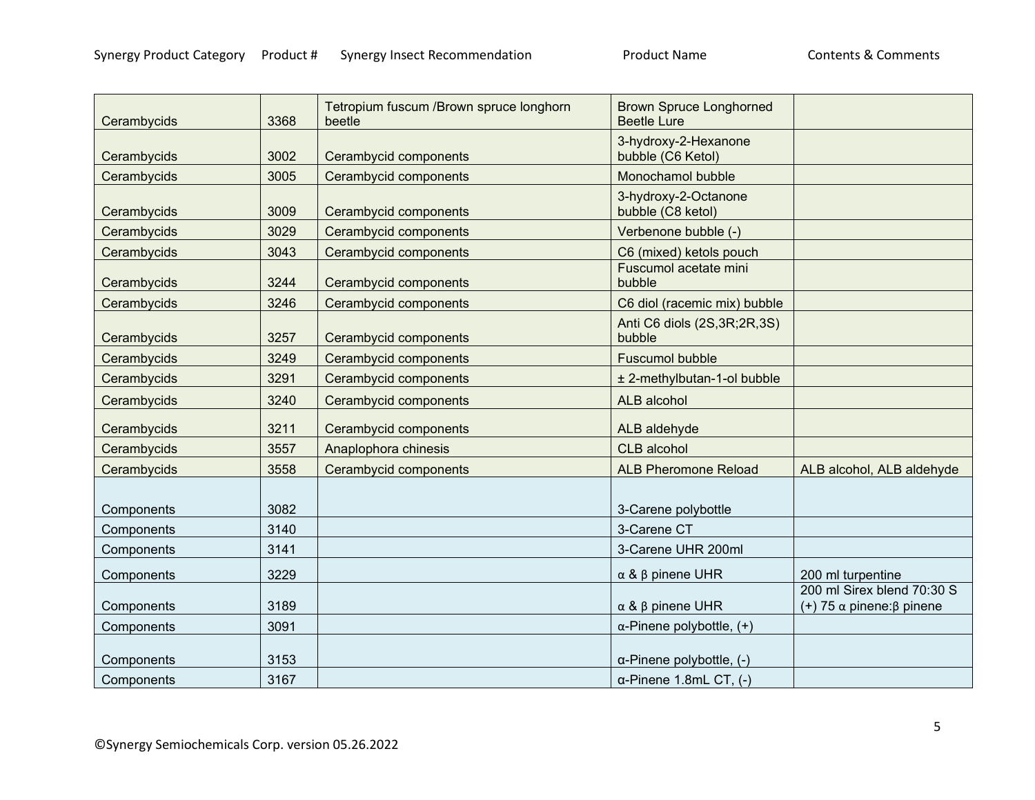| Synergy Product Category | Product # | Synergy Insect Recommendation | Product Name | Contents & Comments |
|---|---|---|---|---|
| Cerambycids | 3368 | Tetropium fuscum /Brown spruce longhorn beetle | Brown Spruce Longhorned Beetle Lure | |
| Cerambycids | 3002 | Cerambycid components | 3-hydroxy-2-Hexanone bubble (C6 Ketol) | |
| Cerambycids | 3005 | Cerambycid components | Monochamol bubble | |
| Cerambycids | 3009 | Cerambycid components | 3-hydroxy-2-Octanone bubble (C8 ketol) | |
| Cerambycids | 3029 | Cerambycid components | Verbenone bubble (-) | |
| Cerambycids | 3043 | Cerambycid components | C6 (mixed) ketols pouch | |
| Cerambycids | 3244 | Cerambycid components | Fuscumol acetate mini bubble | |
| Cerambycids | 3246 | Cerambycid components | C6 diol (racemic mix) bubble | |
| Cerambycids | 3257 | Cerambycid components | Anti C6 diols (2S,3R;2R,3S) bubble | |
| Cerambycids | 3249 | Cerambycid components | Fuscumol bubble | |
| Cerambycids | 3291 | Cerambycid components | ± 2-methylbutan-1-ol bubble | |
| Cerambycids | 3240 | Cerambycid components | ALB alcohol | |
| Cerambycids | 3211 | Cerambycid components | ALB aldehyde | |
| Cerambycids | 3557 | Anaplophora chinesis | CLB alcohol | |
| Cerambycids | 3558 | Cerambycid components | ALB Pheromone Reload | ALB alcohol, ALB aldehyde |
| Components | 3082 | | 3-Carene polybottle | |
| Components | 3140 | | 3-Carene CT | |
| Components | 3141 | | 3-Carene UHR 200ml | |
| Components | 3229 | | α & β pinene UHR | 200 ml turpentine |
| Components | 3189 | | α & β pinene UHR | 200 ml Sirex blend 70:30 S (+) 75 α pinene:β pinene |
| Components | 3091 | | α-Pinene polybottle, (+) | |
| Components | 3153 | | α-Pinene polybottle, (-) | |
| Components | 3167 | | α-Pinene 1.8mL CT, (-) | |

©Synergy Semiochemicals Corp. version 05.26.2022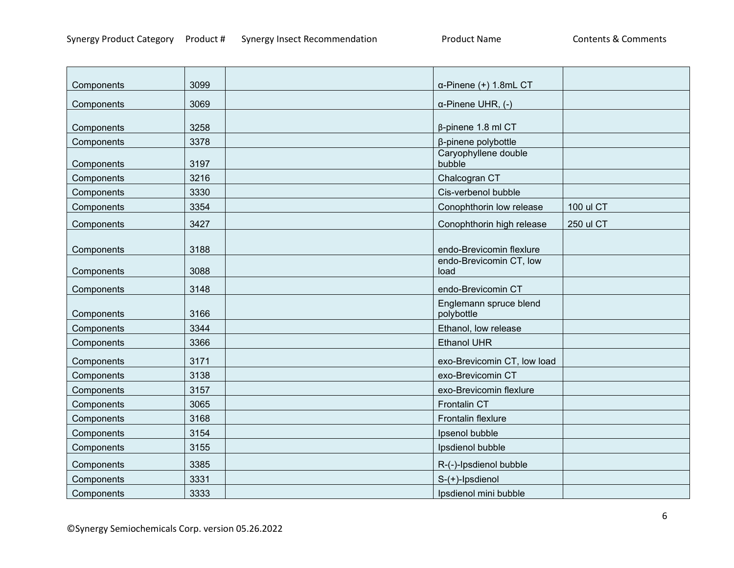| Synergy Product Category | Product # | Synergy Insect Recommendation | Product Name | Contents & Comments |
|---|---|---|---|---|
| Components | 3099 | | α-Pinene (+) 1.8mL CT | |
| Components | 3069 | | α-Pinene UHR, (-) | |
| Components | 3258 | | β-pinene 1.8 ml CT | |
| Components | 3378 | | β-pinene polybottle | |
| Components | 3197 | | Caryophyllene double bubble | |
| Components | 3216 | | Chalcogran CT | |
| Components | 3330 | | Cis-verbenol bubble | |
| Components | 3354 | | Conophthorin low release | 100 ul CT |
| Components | 3427 | | Conophthorin high release | 250 ul CT |
| Components | 3188 | | endo-Brevicomin flexlure | |
| Components | 3088 | | endo-Brevicomin CT, low load | |
| Components | 3148 | | endo-Brevicomin CT | |
| Components | 3166 | | Englemann spruce blend polybottle | |
| Components | 3344 | | Ethanol, low release | |
| Components | 3366 | | Ethanol UHR | |
| Components | 3171 | | exo-Brevicomin CT, low load | |
| Components | 3138 | | exo-Brevicomin CT | |
| Components | 3157 | | exo-Brevicomin flexlure | |
| Components | 3065 | | Frontalin CT | |
| Components | 3168 | | Frontalin flexlure | |
| Components | 3154 | | Ipsenol bubble | |
| Components | 3155 | | Ipsdienol bubble | |
| Components | 3385 | | R-(-)-Ipsdienol bubble | |
| Components | 3331 | | S-(+)-Ipsdienol | |
| Components | 3333 | | Ipsdienol mini bubble | |

©Synergy Semiochemicals Corp. version 05.26.2022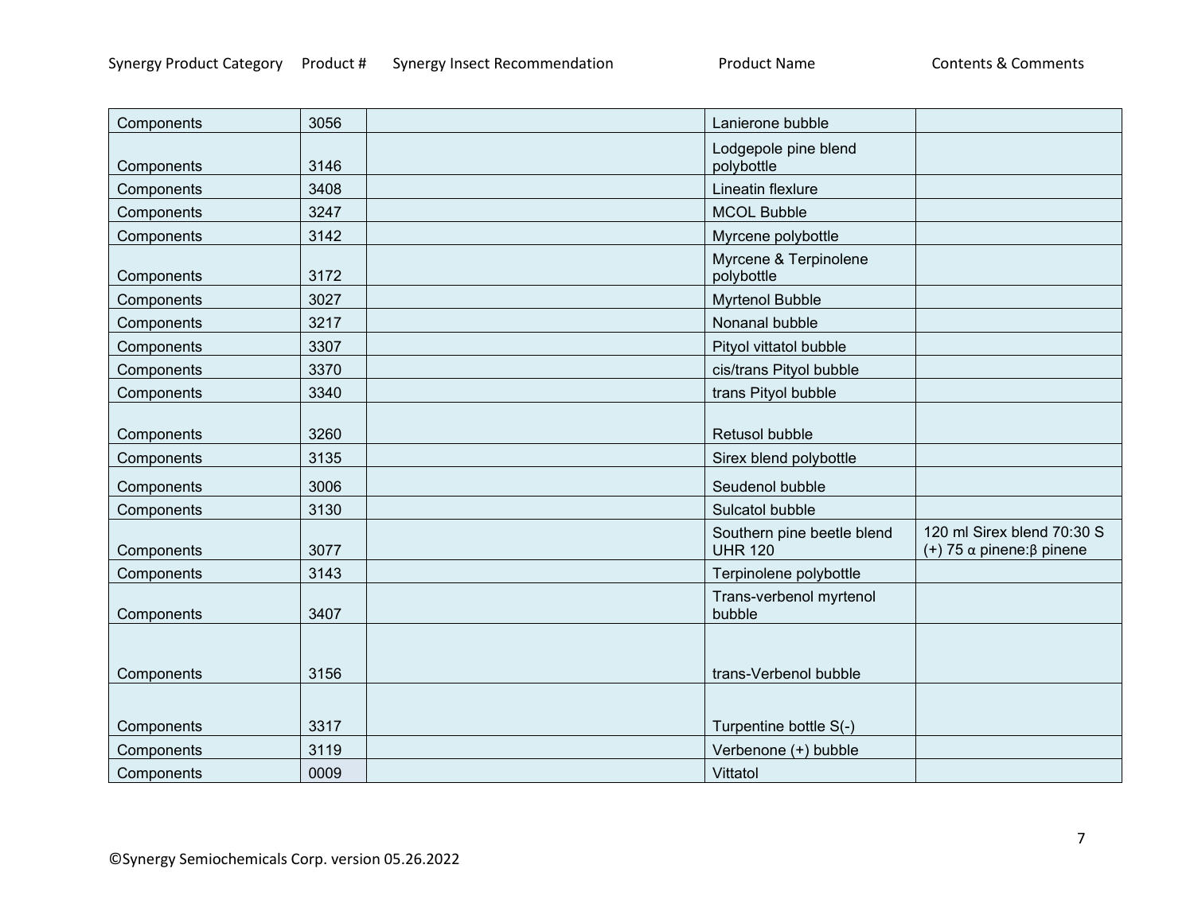| Synergy Product Category | Product # | Synergy Insect Recommendation | Product Name | Contents & Comments |
|---|---|---|---|---|
| Components | 3056 | | Lanierone bubble | |
| Components | 3146 | | Lodgepole pine blend polybottle | |
| Components | 3408 | | Lineatin flexlure | |
| Components | 3247 | | MCOL Bubble | |
| Components | 3142 | | Myrcene polybottle | |
| Components | 3172 | | Myrcene & Terpinolene polybottle | |
| Components | 3027 | | Myrtenol Bubble | |
| Components | 3217 | | Nonanal bubble | |
| Components | 3307 | | Pityol vittatol bubble | |
| Components | 3370 | | cis/trans Pityol bubble | |
| Components | 3340 | | trans Pityol bubble | |
| Components | 3260 | | Retusol bubble | |
| Components | 3135 | | Sirex blend polybottle | |
| Components | 3006 | | Seudenol bubble | |
| Components | 3130 | | Sulcatol bubble | |
| Components | 3077 | | Southern pine beetle blend UHR 120 | 120 ml Sirex blend 70:30 S (+) 75 α pinene:β pinene |
| Components | 3143 | | Terpinolene polybottle | |
| Components | 3407 | | Trans-verbenol myrtenol bubble | |
| Components | 3156 | | trans-Verbenol bubble | |
| Components | 3317 | | Turpentine bottle S(-) | |
| Components | 3119 | | Verbenone (+) bubble | |
| Components | 0009 | | Vittatol | |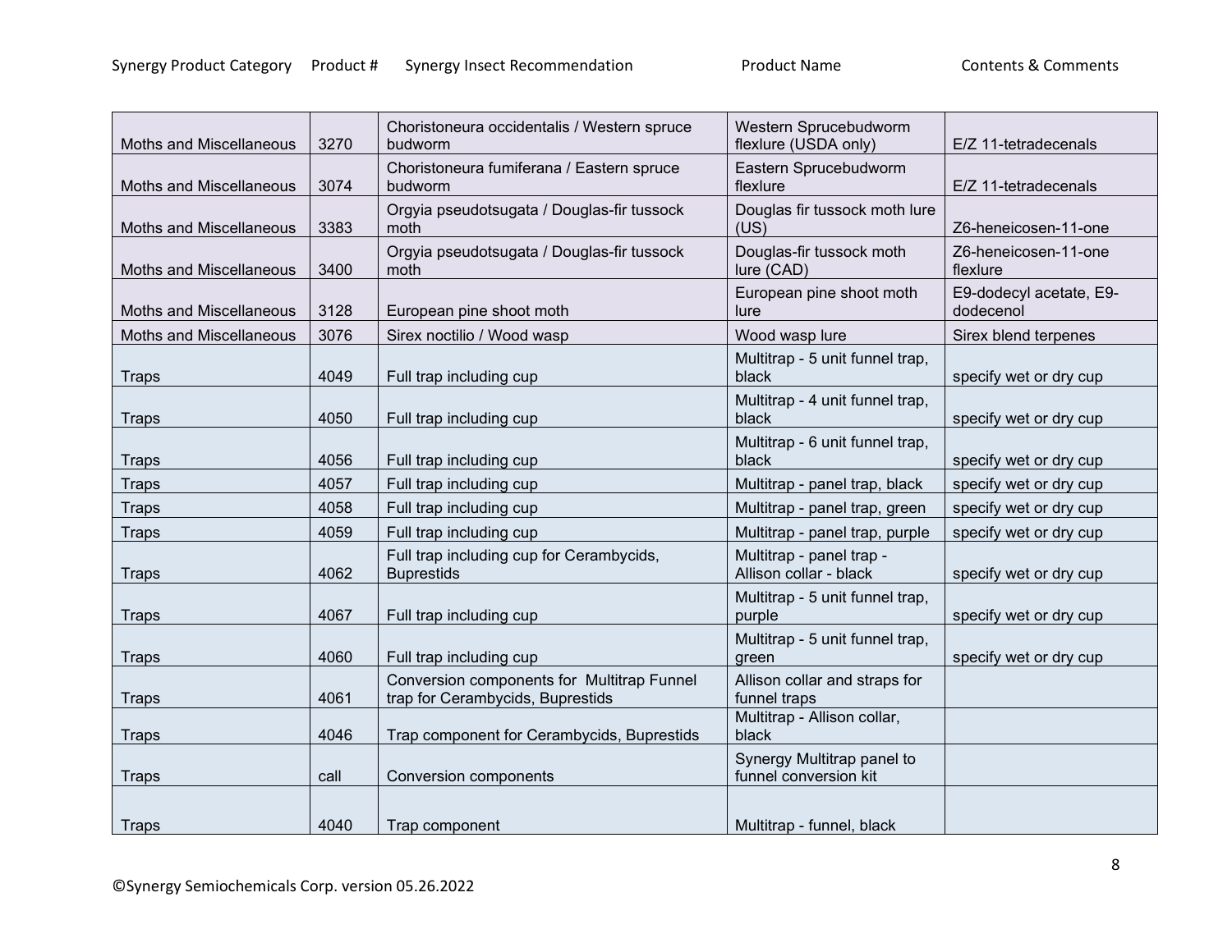| Synergy Product Category | Product # | Synergy Insect Recommendation | Product Name | Contents & Comments |
|---|---|---|---|---|
| Moths and Miscellaneous | 3270 | Choristoneura occidentalis / Western spruce budworm | Western Sprucebudworm flexlure (USDA only) | E/Z 11-tetradecenals |
| Moths and Miscellaneous | 3074 | Choristoneura fumiferana / Eastern spruce budworm | Eastern Sprucebudworm flexlure | E/Z 11-tetradecenals |
| Moths and Miscellaneous | 3383 | Orgyia pseudotsugata / Douglas-fir tussock moth | Douglas fir tussock moth lure (US) | Z6-heneicosen-11-one |
| Moths and Miscellaneous | 3400 | Orgyia pseudotsugata / Douglas-fir tussock moth | Douglas-fir tussock moth lure (CAD) | Z6-heneicosen-11-one flexlure |
| Moths and Miscellaneous | 3128 | European pine shoot moth | European pine shoot moth lure | E9-dodecyl acetate, E9-dodecenol |
| Moths and Miscellaneous | 3076 | Sirex noctilio / Wood wasp | Wood wasp lure | Sirex blend terpenes |
| Traps | 4049 | Full trap including cup | Multitrap - 5 unit funnel trap, black | specify wet or dry cup |
| Traps | 4050 | Full trap including cup | Multitrap - 4 unit funnel trap, black | specify wet or dry cup |
| Traps | 4056 | Full trap including cup | Multitrap - 6 unit funnel trap, black | specify wet or dry cup |
| Traps | 4057 | Full trap including cup | Multitrap - panel trap, black | specify wet or dry cup |
| Traps | 4058 | Full trap including cup | Multitrap - panel trap, green | specify wet or dry cup |
| Traps | 4059 | Full trap including cup | Multitrap - panel trap, purple | specify wet or dry cup |
| Traps | 4062 | Full trap including cup for Cerambycids, Buprestids | Multitrap - panel trap - Allison collar - black | specify wet or dry cup |
| Traps | 4067 | Full trap including cup | Multitrap - 5 unit funnel trap, purple | specify wet or dry cup |
| Traps | 4060 | Full trap including cup | Multitrap - 5 unit funnel trap, green | specify wet or dry cup |
| Traps | 4061 | Conversion components for Multitrap Funnel trap for Cerambycids, Buprestids | Allison collar and straps for funnel traps | |
| Traps | 4046 | Trap component for Cerambycids, Buprestids | Multitrap - Allison collar, black | |
| Traps | call | Conversion components | Synergy Multitrap panel to funnel conversion kit | |
| Traps | 4040 | Trap component | Multitrap - funnel, black | |

©Synergy Semiochemicals Corp. version 05.26.2022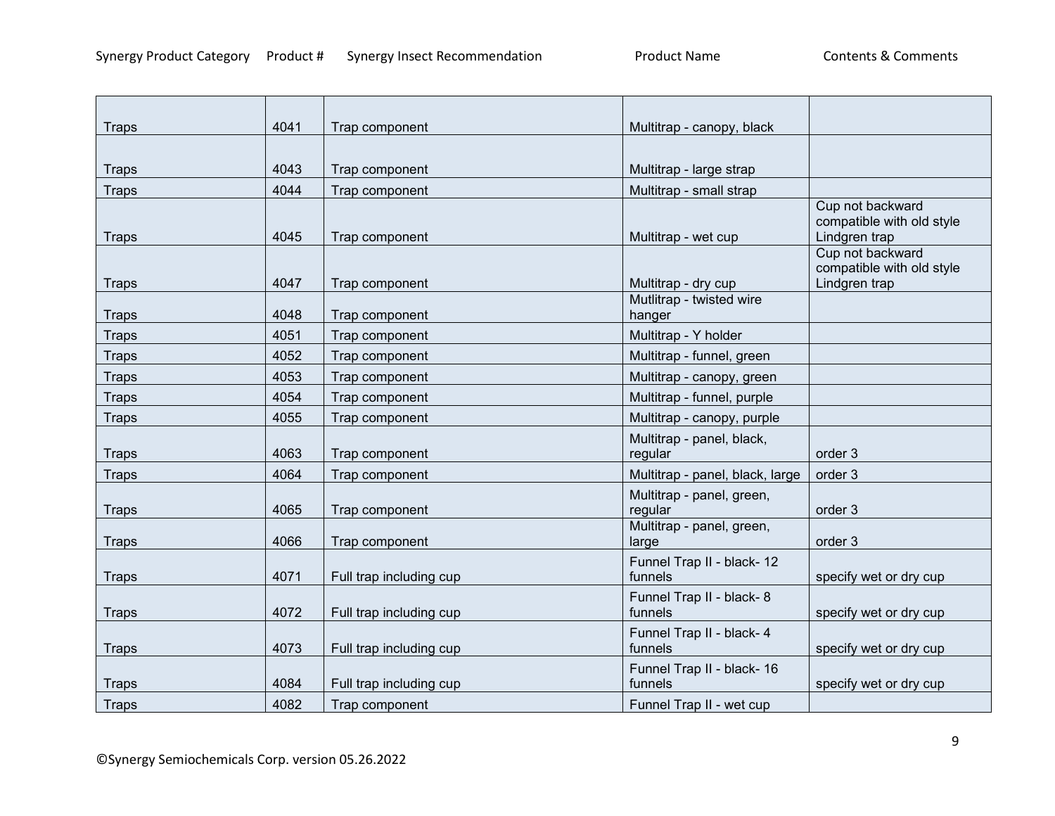| Synergy Product Category | Product # | Synergy Insect Recommendation | Product Name | Contents & Comments |
|---|---|---|---|---|
| Traps | 4041 | Trap component | Multitrap - canopy, black | |
| Traps | 4043 | Trap component | Multitrap - large strap | |
| Traps | 4044 | Trap component | Multitrap - small strap | |
| Traps | 4045 | Trap component | Multitrap - wet cup | Cup not backward compatible with old style Lindgren trap |
| Traps | 4047 | Trap component | Multitrap - dry cup | Cup not backward compatible with old style Lindgren trap |
| Traps | 4048 | Trap component | Mutlitrap - twisted wire hanger | |
| Traps | 4051 | Trap component | Multitrap - Y holder | |
| Traps | 4052 | Trap component | Multitrap - funnel, green | |
| Traps | 4053 | Trap component | Multitrap - canopy, green | |
| Traps | 4054 | Trap component | Multitrap - funnel, purple | |
| Traps | 4055 | Trap component | Multitrap - canopy, purple | |
| Traps | 4063 | Trap component | Multitrap - panel, black, regular | order 3 |
| Traps | 4064 | Trap component | Multitrap - panel, black, large | order 3 |
| Traps | 4065 | Trap component | Multitrap - panel, green, regular | order 3 |
| Traps | 4066 | Trap component | Multitrap - panel, green, large | order 3 |
| Traps | 4071 | Full trap including cup | Funnel Trap II - black- 12 funnels | specify wet or dry cup |
| Traps | 4072 | Full trap including cup | Funnel Trap II - black- 8 funnels | specify wet or dry cup |
| Traps | 4073 | Full trap including cup | Funnel Trap II - black- 4 funnels | specify wet or dry cup |
| Traps | 4084 | Full trap including cup | Funnel Trap II - black- 16 funnels | specify wet or dry cup |
| Traps | 4082 | Trap component | Funnel Trap II - wet cup | |

©Synergy Semiochemicals Corp. version 05.26.2022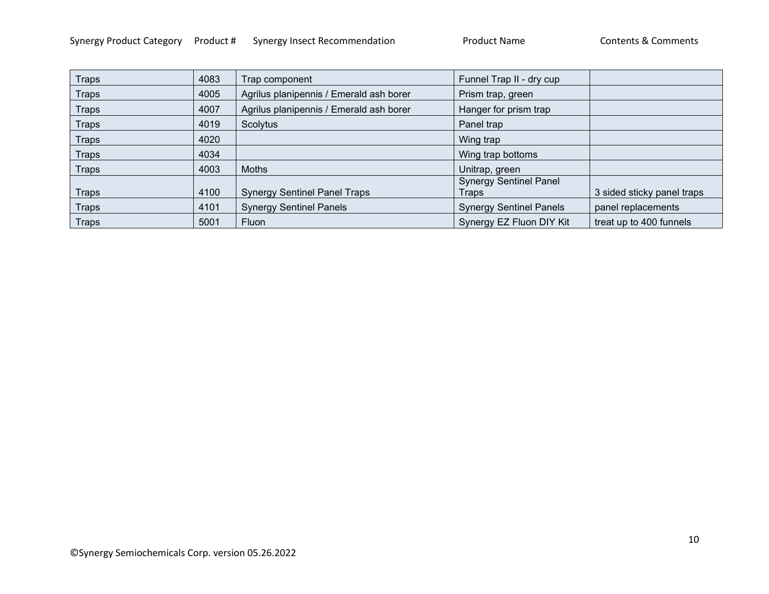| Synergy Product Category | Product # | Synergy Insect Recommendation | Product Name | Contents & Comments |
|---|---|---|---|---|
| Traps | 4083 | Trap component | Funnel Trap II - dry cup | |
| Traps | 4005 | Agrilus planipennis / Emerald ash borer | Prism trap, green | |
| Traps | 4007 | Agrilus planipennis / Emerald ash borer | Hanger for prism trap | |
| Traps | 4019 | Scolytus | Panel trap | |
| Traps | 4020 | | Wing trap | |
| Traps | 4034 | | Wing trap bottoms | |
| Traps | 4003 | Moths | Unitrap, green | |
| Traps | 4100 | Synergy Sentinel Panel Traps | Synergy Sentinel Panel Traps | 3 sided sticky panel traps |
| Traps | 4101 | Synergy Sentinel Panels | Synergy Sentinel Panels | panel replacements |
| Traps | 5001 | Fluon | Synergy EZ Fluon DIY Kit | treat up to 400 funnels |

©Synergy Semiochemicals Corp. version 05.26.2022